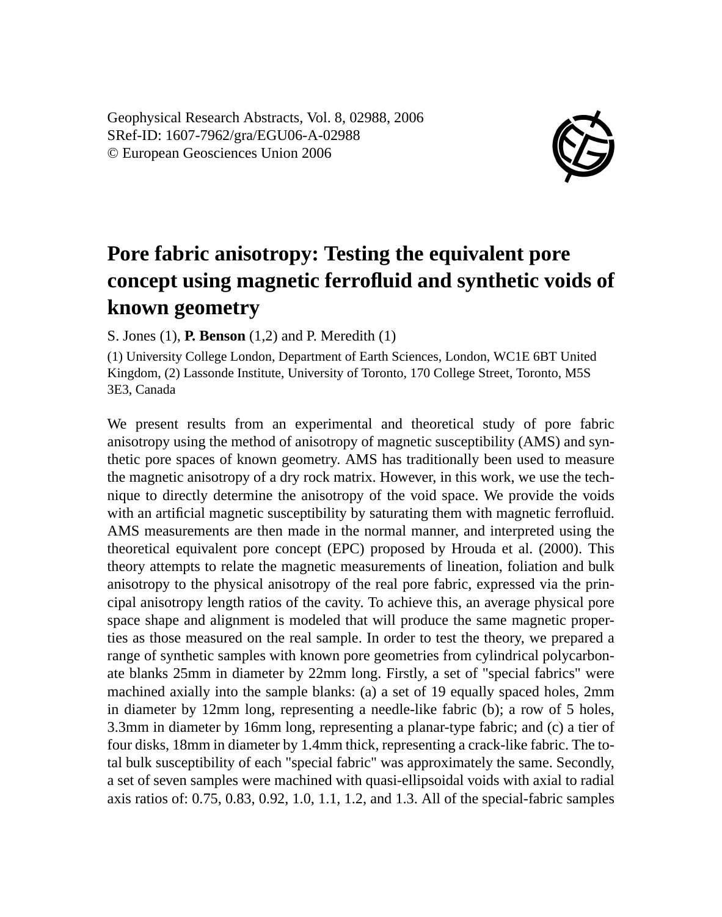Geophysical Research Abstracts, Vol. 8, 02988, 2006
SRef-ID: 1607-7962/gra/EGU06-A-02988
© European Geosciences Union 2006

# Pore fabric anisotropy: Testing the equivalent pore concept using magnetic ferrofluid and synthetic voids of known geometry

S. Jones (1), **P. Benson** (1,2) and P. Meredith (1)

(1) University College London, Department of Earth Sciences, London, WC1E 6BT United Kingdom, (2) Lassonde Institute, University of Toronto, 170 College Street, Toronto, M5S 3E3, Canada

We present results from an experimental and theoretical study of pore fabric anisotropy using the method of anisotropy of magnetic susceptibility (AMS) and synthetic pore spaces of known geometry. AMS has traditionally been used to measure the magnetic anisotropy of a dry rock matrix. However, in this work, we use the technique to directly determine the anisotropy of the void space. We provide the voids with an artificial magnetic susceptibility by saturating them with magnetic ferrofluid. AMS measurements are then made in the normal manner, and interpreted using the theoretical equivalent pore concept (EPC) proposed by Hrouda et al. (2000). This theory attempts to relate the magnetic measurements of lineation, foliation and bulk anisotropy to the physical anisotropy of the real pore fabric, expressed via the principal anisotropy length ratios of the cavity. To achieve this, an average physical pore space shape and alignment is modeled that will produce the same magnetic properties as those measured on the real sample. In order to test the theory, we prepared a range of synthetic samples with known pore geometries from cylindrical polycarbonate blanks 25mm in diameter by 22mm long. Firstly, a set of "special fabrics" were machined axially into the sample blanks: (a) a set of 19 equally spaced holes, 2mm in diameter by 12mm long, representing a needle-like fabric (b); a row of 5 holes, 3.3mm in diameter by 16mm long, representing a planar-type fabric; and (c) a tier of four disks, 18mm in diameter by 1.4mm thick, representing a crack-like fabric. The total bulk susceptibility of each "special fabric" was approximately the same. Secondly, a set of seven samples were machined with quasi-ellipsoidal voids with axial to radial axis ratios of: 0.75, 0.83, 0.92, 1.0, 1.1, 1.2, and 1.3. All of the special-fabric samples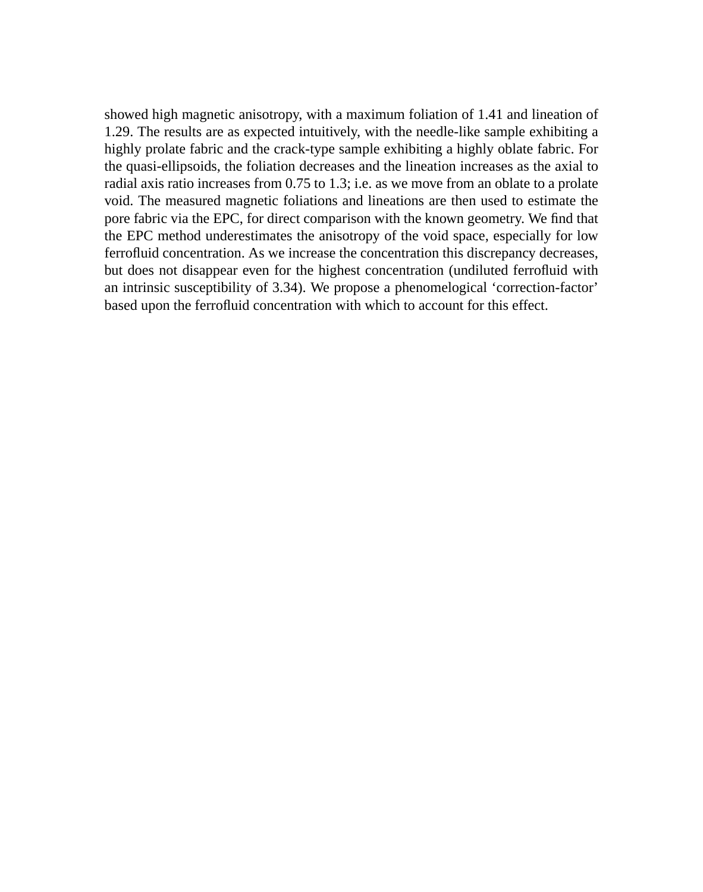showed high magnetic anisotropy, with a maximum foliation of 1.41 and lineation of 1.29. The results are as expected intuitively, with the needle-like sample exhibiting a highly prolate fabric and the crack-type sample exhibiting a highly oblate fabric. For the quasi-ellipsoids, the foliation decreases and the lineation increases as the axial to radial axis ratio increases from 0.75 to 1.3; i.e. as we move from an oblate to a prolate void. The measured magnetic foliations and lineations are then used to estimate the pore fabric via the EPC, for direct comparison with the known geometry. We find that the EPC method underestimates the anisotropy of the void space, especially for low ferrofluid concentration. As we increase the concentration this discrepancy decreases, but does not disappear even for the highest concentration (undiluted ferrofluid with an intrinsic susceptibility of 3.34). We propose a phenomelogical 'correction-factor' based upon the ferrofluid concentration with which to account for this effect.